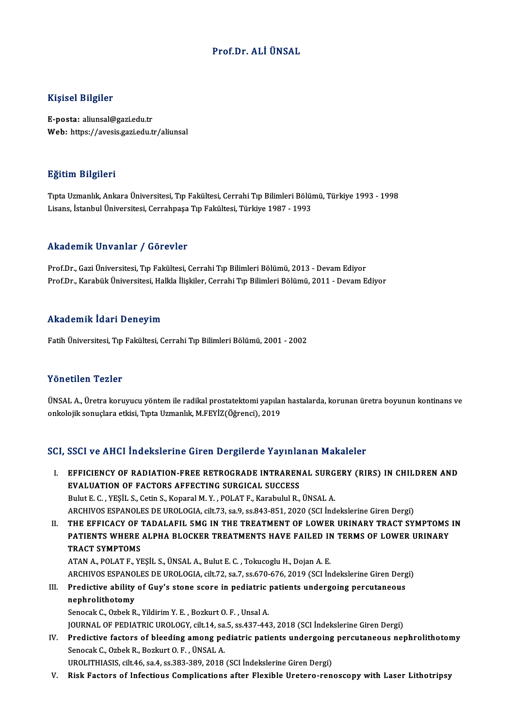# Prof.Dr. ALİ ÜNSAL

## Kişisel Bilgiler

**E-posta:** aliunsal@gazi.edu.tr
**Web:** https://avesis.gazi.edu.tr/aliunsal

## Eğitim Bilgileri

Tıpta Uzmanlık, Ankara Üniversitesi, Tıp Fakültesi, Cerrahi Tıp Bilimleri Bölümü, Türkiye 1993 - 1998
Lisans, İstanbul Üniversitesi, Cerrahpaşa Tıp Fakültesi, Türkiye 1987 - 1993

## Akademik Unvanlar / Görevler

Prof.Dr., Gazi Üniversitesi, Tıp Fakültesi, Cerrahi Tıp Bilimleri Bölümü, 2013 - Devam Ediyor
Prof.Dr., Karabük Üniversitesi, Halkla İlişkiler, Cerrahi Tıp Bilimleri Bölümü, 2011 - Devam Ediyor

## Akademik İdari Deneyim

Fatih Üniversitesi, Tıp Fakültesi, Cerrahi Tıp Bilimleri Bölümü, 2001 - 2002

## Yönetilen Tezler

ÜNSAL A., Üretra koruyucu yöntem ile radikal prostatektomi yapılan hastalarda, korunan üretra boyunun kontinans ve onkolojik sonuçlara etkisi, Tıpta Uzmanlık, M.FEYİZ(Öğrenci), 2019

## SCI, SSCI ve AHCI İndekslerine Giren Dergilerde Yayınlanan Makaleler

I. **EFFICIENCY OF RADIATION-FREE RETROGRADE INTRARENAL SURGERY (RIRS) IN CHILDREN AND EVALUATION OF FACTORS AFFECTING SURGICAL SUCCESS**
Bulut E. C. , YEŞİL S., Cetin S., Koparal M. Y. , POLAT F., Karabulul R., ÜNSAL A.
ARCHIVOS ESPANOLES DE UROLOGIA, cilt.73, sa.9, ss.843-851, 2020 (SCI İndekslerine Giren Dergi)

II. **THE EFFICACY OF TADALAFIL 5MG IN THE TREATMENT OF LOWER URINARY TRACT SYMPTOMS IN PATIENTS WHERE ALPHA BLOCKER TREATMENTS HAVE FAILED IN TERMS OF LOWER URINARY TRACT SYMPTOMS**
ATAN A., POLAT F., YEŞİL S., ÜNSAL A., Bulut E. C. , Tokucoglu H., Dojan A. E.
ARCHIVOS ESPANOLES DE UROLOGIA, cilt.72, sa.7, ss.670-676, 2019 (SCI İndekslerine Giren Dergi)

III. **Predictive ability of Guy's stone score in pediatric patients undergoing percutaneous nephrolithotomy**
Senocak C., Ozbek R., Yildirim Y. E. , Bozkurt O. F. , Unsal A.
JOURNAL OF PEDIATRIC UROLOGY, cilt.14, sa.5, ss.437-443, 2018 (SCI İndekslerine Giren Dergi)

IV. **Predictive factors of bleeding among pediatric patients undergoing percutaneous nephrolithotomy**
Senocak C., Ozbek R., Bozkurt O. F. , ÜNSAL A.
UROLITHIASIS, cilt.46, sa.4, ss.383-389, 2018 (SCI İndekslerine Giren Dergi)

V. **Risk Factors of Infectious Complications after Flexible Uretero-renoscopy with Laser Lithotripsy**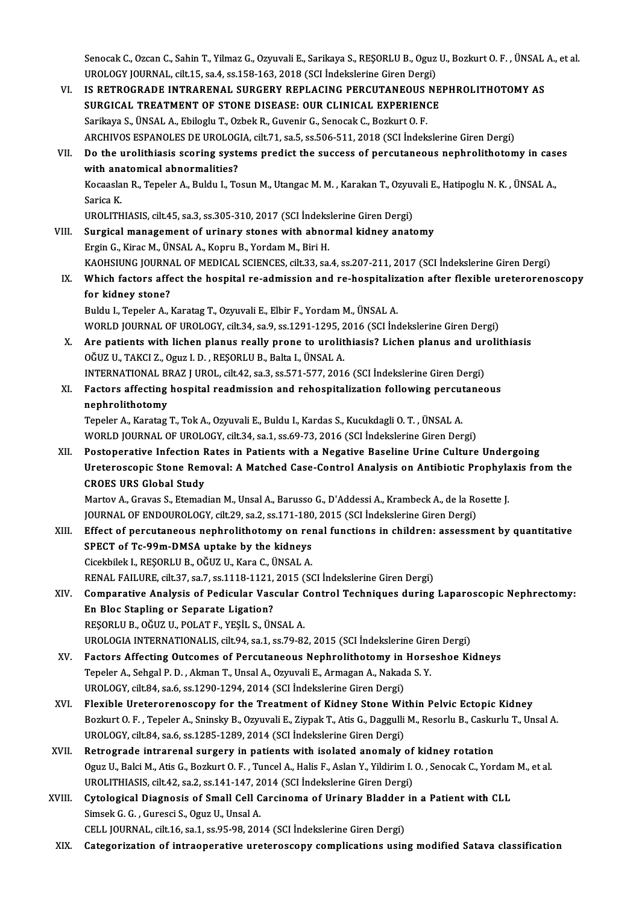Senocak C., Ozcan C., Sahin T., Yilmaz G., Ozyuvali E., Sarikaya S., REŞORLU B., Oguz U., Bozkurt O. F. , ÜNSAL A., et al.
UROLOGY JOURNAL, cilt.15, sa.4, ss.158-163, 2018 (SCI İndekslerine Giren Dergi)

VI. **IS RETROGRADE INTRARENAL SURGERY REPLACING PERCUTANEOUS NEPHROLITHOTOMY AS SURGICAL TREATMENT OF STONE DISEASE: OUR CLINICAL EXPERIENCE**
Sarikaya S., ÜNSAL A., Ebiloglu T., Ozbek R., Guvenir G., Senocak C., Bozkurt O. F.
ARCHIVOS ESPANOLES DE UROLOGIA, cilt.71, sa.5, ss.506-511, 2018 (SCI İndekslerine Giren Dergi)

VII. **Do the urolithiasis scoring systems predict the success of percutaneous nephrolithotomy in cases with anatomical abnormalities?**
Kocaaslan R., Tepeler A., Buldu I., Tosun M., Utangac M. M. , Karakan T., Ozyuvali E., Hatipoglu N. K. , ÜNSAL A., Sarica K.
UROLITHIASIS, cilt.45, sa.3, ss.305-310, 2017 (SCI İndekslerine Giren Dergi)

VIII. **Surgical management of urinary stones with abnormal kidney anatomy**
Ergin G., Kirac M., ÜNSAL A., Kopru B., Yordam M., Biri H.
KAOHSIUNG JOURNAL OF MEDICAL SCIENCES, cilt.33, sa.4, ss.207-211, 2017 (SCI İndekslerine Giren Dergi)

IX. **Which factors affect the hospital re-admission and re-hospitalization after flexible ureterorenoscopy for kidney stone?**
Buldu I., Tepeler A., Karatag T., Ozyuvali E., Elbir F., Yordam M., ÜNSAL A.
WORLD JOURNAL OF UROLOGY, cilt.34, sa.9, ss.1291-1295, 2016 (SCI İndekslerine Giren Dergi)

X. **Are patients with lichen planus really prone to urolithiasis? Lichen planus and urolithiasis**
OĞUZ U., TAKCI Z., Oguz I. D. , REŞORLU B., Balta I., ÜNSAL A.
INTERNATIONAL BRAZ J UROL, cilt.42, sa.3, ss.571-577, 2016 (SCI İndekslerine Giren Dergi)

XI. **Factors affecting hospital readmission and rehospitalization following percutaneous nephrolithotomy**
Tepeler A., Karatag T., Tok A., Ozyuvali E., Buldu I., Kardas S., Kucukdagli O. T. , ÜNSAL A.
WORLD JOURNAL OF UROLOGY, cilt.34, sa.1, ss.69-73, 2016 (SCI İndekslerine Giren Dergi)

XII. **Postoperative Infection Rates in Patients with a Negative Baseline Urine Culture Undergoing Ureteroscopic Stone Removal: A Matched Case-Control Analysis on Antibiotic Prophylaxis from the CROES URS Global Study**
Martov A., Gravas S., Etemadian M., Unsal A., Barusso G., D'Addessi A., Krambeck A., de la Rosette J.
JOURNAL OF ENDOUROLOGY, cilt.29, sa.2, ss.171-180, 2015 (SCI İndekslerine Giren Dergi)

XIII. **Effect of percutaneous nephrolithotomy on renal functions in children: assessment by quantitative SPECT of Tc-99m-DMSA uptake by the kidneys**
Cicekbilek I., REŞORLU B., OĞUZ U., Kara C., ÜNSAL A.
RENAL FAILURE, cilt.37, sa.7, ss.1118-1121, 2015 (SCI İndekslerine Giren Dergi)

XIV. **Comparative Analysis of Pedicular Vascular Control Techniques during Laparoscopic Nephrectomy: En Bloc Stapling or Separate Ligation?**
REŞORLU B., OĞUZ U., POLAT F., YEŞİL S., ÜNSAL A.
UROLOGIA INTERNATIONALIS, cilt.94, sa.1, ss.79-82, 2015 (SCI İndekslerine Giren Dergi)

XV. **Factors Affecting Outcomes of Percutaneous Nephrolithotomy in Horseshoe Kidneys**
Tepeler A., Sehgal P. D. , Akman T., Unsal A., Ozyuvali E., Armagan A., Nakada S. Y.
UROLOGY, cilt.84, sa.6, ss.1290-1294, 2014 (SCI İndekslerine Giren Dergi)

XVI. **Flexible Ureterorenoscopy for the Treatment of Kidney Stone Within Pelvic Ectopic Kidney**
Bozkurt O. F. , Tepeler A., Sninsky B., Ozyuvali E., Ziypak T., Atis G., Daggulli M., Resorlu B., Caskurlu T., Unsal A.
UROLOGY, cilt.84, sa.6, ss.1285-1289, 2014 (SCI İndekslerine Giren Dergi)

XVII. **Retrograde intrarenal surgery in patients with isolated anomaly of kidney rotation**
Oguz U., Balci M., Atis G., Bozkurt O. F. , Tuncel A., Halis F., Aslan Y., Yildirim I. O. , Senocak C., Yordam M., et al.
UROLITHIASIS, cilt.42, sa.2, ss.141-147, 2014 (SCI İndekslerine Giren Dergi)

XVIII. **Cytological Diagnosis of Small Cell Carcinoma of Urinary Bladder in a Patient with CLL**
Simsek G. G. , Guresci S., Oguz U., Unsal A.
CELL JOURNAL, cilt.16, sa.1, ss.95-98, 2014 (SCI İndekslerine Giren Dergi)

XIX. **Categorization of intraoperative ureteroscopy complications using modified Satava classification**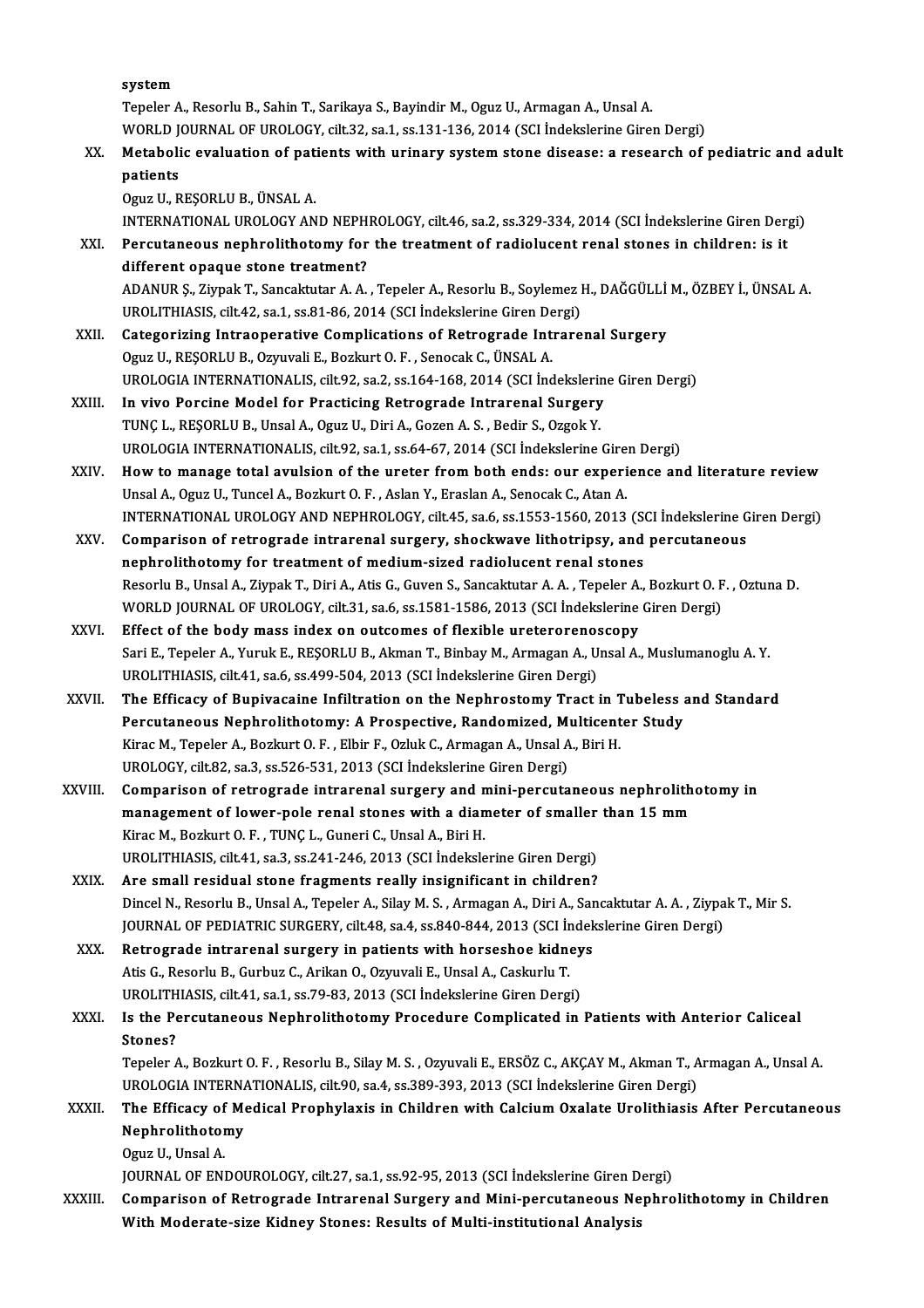system
Tepeler A., Resorlu B., Sahin T., Sarikaya S., Bayindir M., Oguz U., Armagan A., Unsal A.
WORLD JOURNAL OF UROLOGY, cilt.32, sa.1, ss.131-136, 2014 (SCI İndekslerine Giren Dergi)

XX. **Metabolic evaluation of patients with urinary system stone disease: a research of pediatric and adult patients**
Oguz U., REŞORLU B., ÜNSAL A.
INTERNATIONAL UROLOGY AND NEPHROLOGY, cilt.46, sa.2, ss.329-334, 2014 (SCI İndekslerine Giren Dergi)

XXI. **Percutaneous nephrolithotomy for the treatment of radiolucent renal stones in children: is it different opaque stone treatment?**
ADANUR Ş., Ziypak T., Sancaktutar A. A. , Tepeler A., Resorlu B., Soylemez H., DAĞGÜLLİ M., ÖZBEY İ., ÜNSAL A.
UROLITHIASIS, cilt.42, sa.1, ss.81-86, 2014 (SCI İndekslerine Giren Dergi)

XXII. **Categorizing Intraoperative Complications of Retrograde Intrarenal Surgery**
Oguz U., REŞORLU B., Ozyuvali E., Bozkurt O. F. , Senocak C., ÜNSAL A.
UROLOGIA INTERNATIONALIS, cilt.92, sa.2, ss.164-168, 2014 (SCI İndekslerine Giren Dergi)

XXIII. **In vivo Porcine Model for Practicing Retrograde Intrarenal Surgery**
TUNÇ L., REŞORLU B., Unsal A., Oguz U., Diri A., Gozen A. S. , Bedir S., Ozgok Y.
UROLOGIA INTERNATIONALIS, cilt.92, sa.1, ss.64-67, 2014 (SCI İndekslerine Giren Dergi)

XXIV. **How to manage total avulsion of the ureter from both ends: our experience and literature review**
Unsal A., Oguz U., Tuncel A., Bozkurt O. F. , Aslan Y., Eraslan A., Senocak C., Atan A.
INTERNATIONAL UROLOGY AND NEPHROLOGY, cilt.45, sa.6, ss.1553-1560, 2013 (SCI İndekslerine Giren Dergi)

XXV. **Comparison of retrograde intrarenal surgery, shockwave lithotripsy, and percutaneous nephrolithotomy for treatment of medium-sized radiolucent renal stones**
Resorlu B., Unsal A., Ziypak T., Diri A., Atis G., Guven S., Sancaktutar A. A. , Tepeler A., Bozkurt O. F. , Oztuna D.
WORLD JOURNAL OF UROLOGY, cilt.31, sa.6, ss.1581-1586, 2013 (SCI İndekslerine Giren Dergi)

XXVI. **Effect of the body mass index on outcomes of flexible ureterorenoscopy**
Sari E., Tepeler A., Yuruk E., REŞORLU B., Akman T., Binbay M., Armagan A., Unsal A., Muslumanoglu A. Y.
UROLITHIASIS, cilt.41, sa.6, ss.499-504, 2013 (SCI İndekslerine Giren Dergi)

XXVII. **The Efficacy of Bupivacaine Infiltration on the Nephrostomy Tract in Tubeless and Standard Percutaneous Nephrolithotomy: A Prospective, Randomized, Multicenter Study**
Kirac M., Tepeler A., Bozkurt O. F. , Elbir F., Ozluk C., Armagan A., Unsal A., Biri H.
UROLOGY, cilt.82, sa.3, ss.526-531, 2013 (SCI İndekslerine Giren Dergi)

XXVIII. **Comparison of retrograde intrarenal surgery and mini-percutaneous nephrolithotomy in management of lower-pole renal stones with a diameter of smaller than 15 mm**
Kirac M., Bozkurt O. F. , TUNÇ L., Guneri C., Unsal A., Biri H.
UROLITHIASIS, cilt.41, sa.3, ss.241-246, 2013 (SCI İndekslerine Giren Dergi)

XXIX. **Are small residual stone fragments really insignificant in children?**
Dincel N., Resorlu B., Unsal A., Tepeler A., Silay M. S. , Armagan A., Diri A., Sancaktutar A. A. , Ziypak T., Mir S.
JOURNAL OF PEDIATRIC SURGERY, cilt.48, sa.4, ss.840-844, 2013 (SCI İndekslerine Giren Dergi)

XXX. **Retrograde intrarenal surgery in patients with horseshoe kidneys**
Atis G., Resorlu B., Gurbuz C., Arikan O., Ozyuvali E., Unsal A., Caskurlu T.
UROLITHIASIS, cilt.41, sa.1, ss.79-83, 2013 (SCI İndekslerine Giren Dergi)

XXXI. **Is the Percutaneous Nephrolithotomy Procedure Complicated in Patients with Anterior Caliceal Stones?**
Tepeler A., Bozkurt O. F. , Resorlu B., Silay M. S. , Ozyuvali E., ERSÖZ C., AKÇAY M., Akman T., Armagan A., Unsal A.
UROLOGIA INTERNATIONALIS, cilt.90, sa.4, ss.389-393, 2013 (SCI İndekslerine Giren Dergi)

XXXII. **The Efficacy of Medical Prophylaxis in Children with Calcium Oxalate Urolithiasis After Percutaneous Nephrolithotomy**
Oguz U., Unsal A.
JOURNAL OF ENDOUROLOGY, cilt.27, sa.1, ss.92-95, 2013 (SCI İndekslerine Giren Dergi)

XXXIII. **Comparison of Retrograde Intrarenal Surgery and Mini-percutaneous Nephrolithotomy in Children With Moderate-size Kidney Stones: Results of Multi-institutional Analysis**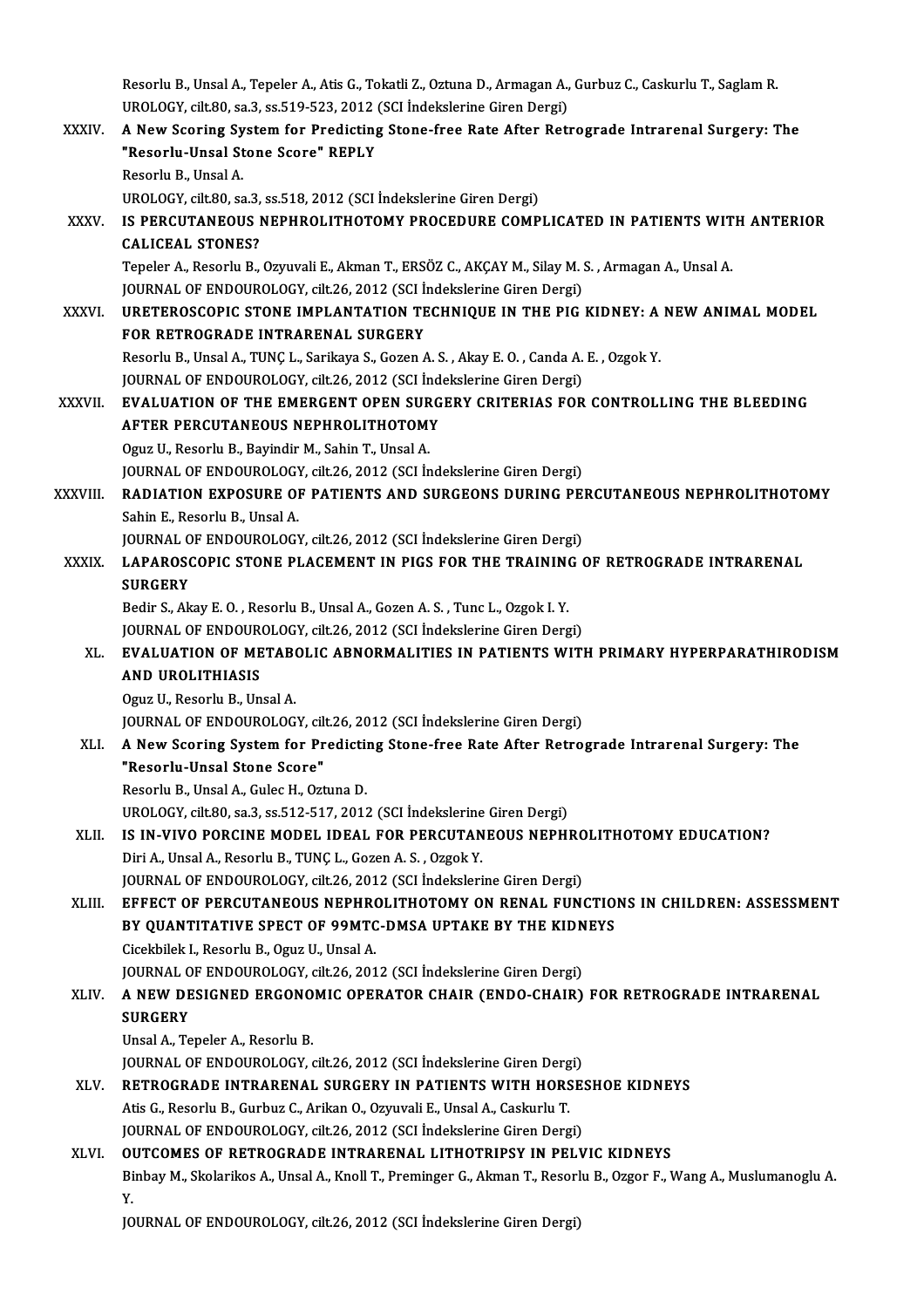Resorlu B., Unsal A., Tepeler A., Atis G., Tokatli Z., Oztuna D., Armagan A., Gurbuz C., Caskurlu T., Saglam R.
UROLOGY, cilt.80, sa.3, ss.519-523, 2012 (SCI İndekslerine Giren Dergi)

XXXIV. **A New Scoring System for Predicting Stone-free Rate After Retrograde Intrarenal Surgery: The "Resorlu-Unsal Stone Score" REPLY**
Resorlu B., Unsal A.
UROLOGY, cilt.80, sa.3, ss.518, 2012 (SCI İndekslerine Giren Dergi)

XXXV. **IS PERCUTANEOUS NEPHROLITHOTOMY PROCEDURE COMPLICATED IN PATIENTS WITH ANTERIOR CALICEAL STONES?**
Tepeler A., Resorlu B., Ozyuvali E., Akman T., ERSÖZ C., AKÇAY M., Silay M. S. , Armagan A., Unsal A.
JOURNAL OF ENDOUROLOGY, cilt.26, 2012 (SCI İndekslerine Giren Dergi)

XXXVI. **URETEROSCOPIC STONE IMPLANTATION TECHNIQUE IN THE PIG KIDNEY: A NEW ANIMAL MODEL FOR RETROGRADE INTRARENAL SURGERY**
Resorlu B., Unsal A., TUNÇ L., Sarikaya S., Gozen A. S. , Akay E. O. , Canda A. E. , Ozgok Y.
JOURNAL OF ENDOUROLOGY, cilt.26, 2012 (SCI İndekslerine Giren Dergi)

XXXVII. **EVALUATION OF THE EMERGENT OPEN SURGERY CRITERIAS FOR CONTROLLING THE BLEEDING AFTER PERCUTANEOUS NEPHROLITHOTOMY**
Oguz U., Resorlu B., Bayindir M., Sahin T., Unsal A.
JOURNAL OF ENDOUROLOGY, cilt.26, 2012 (SCI İndekslerine Giren Dergi)

XXXVIII. **RADIATION EXPOSURE OF PATIENTS AND SURGEONS DURING PERCUTANEOUS NEPHROLITHOTOMY**
Sahin E., Resorlu B., Unsal A.
JOURNAL OF ENDOUROLOGY, cilt.26, 2012 (SCI İndekslerine Giren Dergi)

XXXIX. **LAPAROSCOPIC STONE PLACEMENT IN PIGS FOR THE TRAINING OF RETROGRADE INTRARENAL SURGERY**
Bedir S., Akay E. O. , Resorlu B., Unsal A., Gozen A. S. , Tunc L., Ozgok I. Y.
JOURNAL OF ENDOUROLOGY, cilt.26, 2012 (SCI İndekslerine Giren Dergi)

XL. **EVALUATION OF METABOLIC ABNORMALITIES IN PATIENTS WITH PRIMARY HYPERPARATHIRODISM AND UROLITHIASIS**
Oguz U., Resorlu B., Unsal A.
JOURNAL OF ENDOUROLOGY, cilt.26, 2012 (SCI İndekslerine Giren Dergi)

XLI. **A New Scoring System for Predicting Stone-free Rate After Retrograde Intrarenal Surgery: The "Resorlu-Unsal Stone Score"**
Resorlu B., Unsal A., Gulec H., Oztuna D.
UROLOGY, cilt.80, sa.3, ss.512-517, 2012 (SCI İndekslerine Giren Dergi)

XLII. **IS IN-VIVO PORCINE MODEL IDEAL FOR PERCUTANEOUS NEPHROLITHOTOMY EDUCATION?**
Diri A., Unsal A., Resorlu B., TUNÇ L., Gozen A. S. , Ozgok Y.
JOURNAL OF ENDOUROLOGY, cilt.26, 2012 (SCI İndekslerine Giren Dergi)

XLIII. **EFFECT OF PERCUTANEOUS NEPHROLITHOTOMY ON RENAL FUNCTIONS IN CHILDREN: ASSESSMENT BY QUANTITATIVE SPECT OF 99MTC-DMSA UPTAKE BY THE KIDNEYS**
Cicekbilek I., Resorlu B., Oguz U., Unsal A.
JOURNAL OF ENDOUROLOGY, cilt.26, 2012 (SCI İndekslerine Giren Dergi)

XLIV. **A NEW DESIGNED ERGONOMIC OPERATOR CHAIR (ENDO-CHAIR) FOR RETROGRADE INTRARENAL SURGERY**
Unsal A., Tepeler A., Resorlu B.
JOURNAL OF ENDOUROLOGY, cilt.26, 2012 (SCI İndekslerine Giren Dergi)

XLV. **RETROGRADE INTRARENAL SURGERY IN PATIENTS WITH HORSESHOE KIDNEYS**
Atis G., Resorlu B., Gurbuz C., Arikan O., Ozyuvali E., Unsal A., Caskurlu T.
JOURNAL OF ENDOUROLOGY, cilt.26, 2012 (SCI İndekslerine Giren Dergi)

XLVI. **OUTCOMES OF RETROGRADE INTRARENAL LITHOTRIPSY IN PELVIC KIDNEYS**
Binbay M., Skolarikos A., Unsal A., Knoll T., Preminger G., Akman T., Resorlu B., Ozgor F., Wang A., Muslumanoglu A. Y.
JOURNAL OF ENDOUROLOGY, cilt.26, 2012 (SCI İndekslerine Giren Dergi)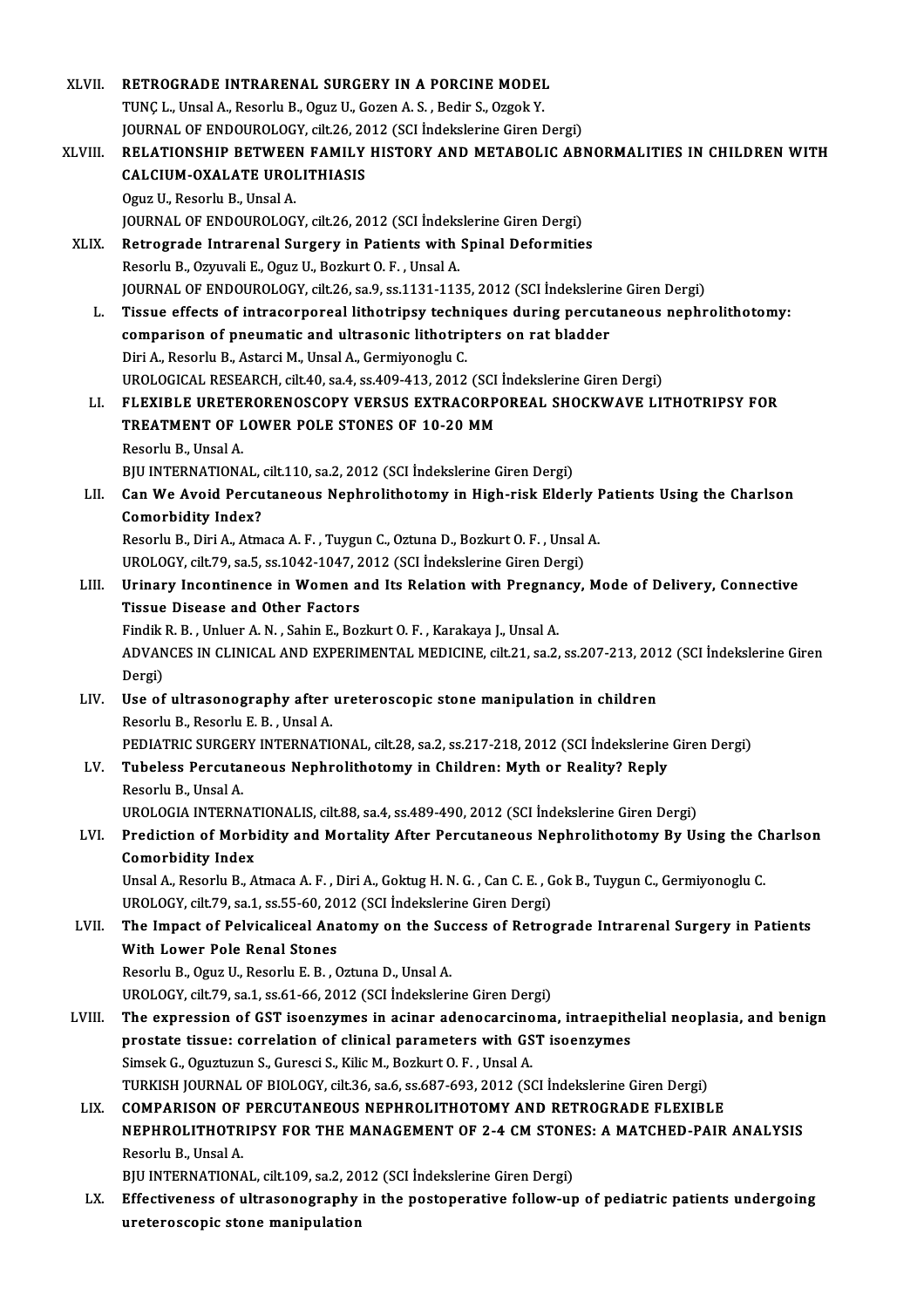XLVII. **RETROGRADE INTRARENAL SURGERY IN A PORCINE MODEL**
TUNÇ L., Unsal A., Resorlu B., Oguz U., Gozen A. S. , Bedir S., Ozgok Y.
JOURNAL OF ENDOUROLOGY, cilt.26, 2012 (SCI İndekslerine Giren Dergi)

XLVIII. **RELATIONSHIP BETWEEN FAMILY HISTORY AND METABOLIC ABNORMALITIES IN CHILDREN WITH CALCIUM-OXALATE UROLITHIASIS**
Oguz U., Resorlu B., Unsal A.
JOURNAL OF ENDOUROLOGY, cilt.26, 2012 (SCI İndekslerine Giren Dergi)

XLIX. **Retrograde Intrarenal Surgery in Patients with Spinal Deformities**
Resorlu B., Ozyuvali E., Oguz U., Bozkurt O. F. , Unsal A.
JOURNAL OF ENDOUROLOGY, cilt.26, sa.9, ss.1131-1135, 2012 (SCI İndekslerine Giren Dergi)

L. **Tissue effects of intracorporeal lithotripsy techniques during percutaneous nephrolithotomy: comparison of pneumatic and ultrasonic lithotripters on rat bladder**
Diri A., Resorlu B., Astarci M., Unsal A., Germiyonoglu C.
UROLOGICAL RESEARCH, cilt.40, sa.4, ss.409-413, 2012 (SCI İndekslerine Giren Dergi)

LI. **FLEXIBLE URETERORENOSCOPY VERSUS EXTRACORPOREAL SHOCKWAVE LITHOTRIPSY FOR TREATMENT OF LOWER POLE STONES OF 10-20 MM**
Resorlu B., Unsal A.
BJU INTERNATIONAL, cilt.110, sa.2, 2012 (SCI İndekslerine Giren Dergi)

LII. **Can We Avoid Percutaneous Nephrolithotomy in High-risk Elderly Patients Using the Charlson Comorbidity Index?**
Resorlu B., Diri A., Atmaca A. F. , Tuygun C., Oztuna D., Bozkurt O. F. , Unsal A.
UROLOGY, cilt.79, sa.5, ss.1042-1047, 2012 (SCI İndekslerine Giren Dergi)

LIII. **Urinary Incontinence in Women and Its Relation with Pregnancy, Mode of Delivery, Connective Tissue Disease and Other Factors**
Findik R. B. , Unluer A. N. , Sahin E., Bozkurt O. F. , Karakaya J., Unsal A.
ADVANCES IN CLINICAL AND EXPERIMENTAL MEDICINE, cilt.21, sa.2, ss.207-213, 2012 (SCI İndekslerine Giren Dergi)

LIV. **Use of ultrasonography after ureteroscopic stone manipulation in children**
Resorlu B., Resorlu E. B. , Unsal A.
PEDIATRIC SURGERY INTERNATIONAL, cilt.28, sa.2, ss.217-218, 2012 (SCI İndekslerine Giren Dergi)

LV. **Tubeless Percutaneous Nephrolithotomy in Children: Myth or Reality? Reply**
Resorlu B., Unsal A.
UROLOGIA INTERNATIONALIS, cilt.88, sa.4, ss.489-490, 2012 (SCI İndekslerine Giren Dergi)

LVI. **Prediction of Morbidity and Mortality After Percutaneous Nephrolithotomy By Using the Charlson Comorbidity Index**
Unsal A., Resorlu B., Atmaca A. F. , Diri A., Goktug H. N. G. , Can C. E. , Gok B., Tuygun C., Germiyonoglu C.
UROLOGY, cilt.79, sa.1, ss.55-60, 2012 (SCI İndekslerine Giren Dergi)

LVII. **The Impact of Pelvicaliceal Anatomy on the Success of Retrograde Intrarenal Surgery in Patients With Lower Pole Renal Stones**
Resorlu B., Oguz U., Resorlu E. B. , Oztuna D., Unsal A.
UROLOGY, cilt.79, sa.1, ss.61-66, 2012 (SCI İndekslerine Giren Dergi)

LVIII. **The expression of GST isoenzymes in acinar adenocarcinoma, intraepithelial neoplasia, and benign prostate tissue: correlation of clinical parameters with GST isoenzymes**
Simsek G., Oguztuzun S., Guresci S., Kilic M., Bozkurt O. F. , Unsal A.
TURKISH JOURNAL OF BIOLOGY, cilt.36, sa.6, ss.687-693, 2012 (SCI İndekslerine Giren Dergi)

LIX. **COMPARISON OF PERCUTANEOUS NEPHROLITHOTOMY AND RETROGRADE FLEXIBLE NEPHROLITHOTRIPSY FOR THE MANAGEMENT OF 2-4 CM STONES: A MATCHED-PAIR ANALYSIS**
Resorlu B., Unsal A.
BJU INTERNATIONAL, cilt.109, sa.2, 2012 (SCI İndekslerine Giren Dergi)

LX. **Effectiveness of ultrasonography in the postoperative follow-up of pediatric patients undergoing ureteroscopic stone manipulation**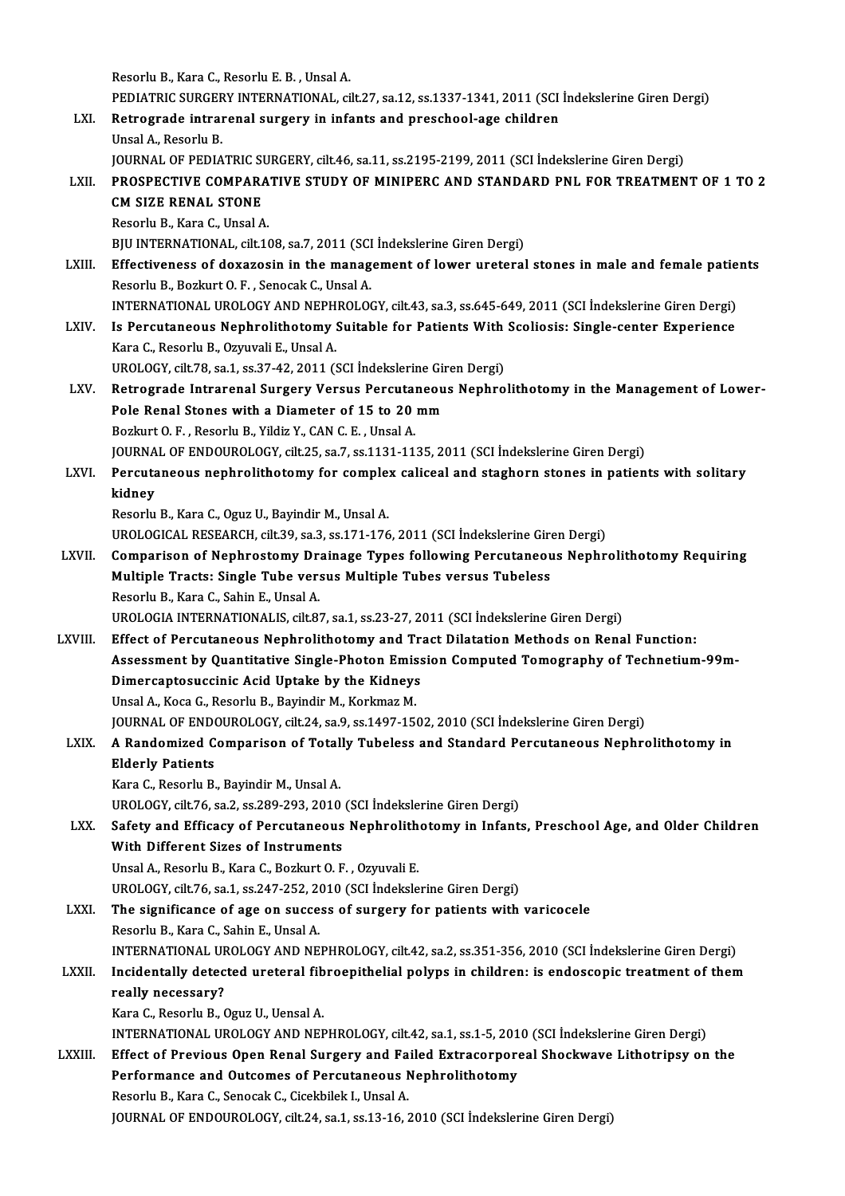Resorlu B., Kara C., Resorlu E. B. , Unsal A.
PEDIATRIC SURGERY INTERNATIONAL, cilt.27, sa.12, ss.1337-1341, 2011 (SCI İndekslerine Giren Dergi)

LXI. **Retrograde intrarenal surgery in infants and preschool-age children**
Unsal A., Resorlu B.
JOURNAL OF PEDIATRIC SURGERY, cilt.46, sa.11, ss.2195-2199, 2011 (SCI İndekslerine Giren Dergi)

LXII. **PROSPECTIVE COMPARATIVE STUDY OF MINIPERC AND STANDARD PNL FOR TREATMENT OF 1 TO 2 CM SIZE RENAL STONE**
Resorlu B., Kara C., Unsal A.
BJU INTERNATIONAL, cilt.108, sa.7, 2011 (SCI İndekslerine Giren Dergi)

LXIII. **Effectiveness of doxazosin in the management of lower ureteral stones in male and female patients**
Resorlu B., Bozkurt O. F. , Senocak C., Unsal A.
INTERNATIONAL UROLOGY AND NEPHROLOGY, cilt.43, sa.3, ss.645-649, 2011 (SCI İndekslerine Giren Dergi)

LXIV. **Is Percutaneous Nephrolithotomy Suitable for Patients With Scoliosis: Single-center Experience**
Kara C., Resorlu B., Ozyuvali E., Unsal A.
UROLOGY, cilt.78, sa.1, ss.37-42, 2011 (SCI İndekslerine Giren Dergi)

LXV. **Retrograde Intrarenal Surgery Versus Percutaneous Nephrolithotomy in the Management of Lower-Pole Renal Stones with a Diameter of 15 to 20 mm**
Bozkurt O. F. , Resorlu B., Yildiz Y., CAN C. E. , Unsal A.
JOURNAL OF ENDOUROLOGY, cilt.25, sa.7, ss.1131-1135, 2011 (SCI İndekslerine Giren Dergi)

LXVI. **Percutaneous nephrolithotomy for complex caliceal and staghorn stones in patients with solitary kidney**
Resorlu B., Kara C., Oguz U., Bayindir M., Unsal A.
UROLOGICAL RESEARCH, cilt.39, sa.3, ss.171-176, 2011 (SCI İndekslerine Giren Dergi)

LXVII. **Comparison of Nephrostomy Drainage Types following Percutaneous Nephrolithotomy Requiring Multiple Tracts: Single Tube versus Multiple Tubes versus Tubeless**
Resorlu B., Kara C., Sahin E., Unsal A.
UROLOGIA INTERNATIONALIS, cilt.87, sa.1, ss.23-27, 2011 (SCI İndekslerine Giren Dergi)

LXVIII. **Effect of Percutaneous Nephrolithotomy and Tract Dilatation Methods on Renal Function: Assessment by Quantitative Single-Photon Emission Computed Tomography of Technetium-99m-Dimercaptosuccinic Acid Uptake by the Kidneys**
Unsal A., Koca G., Resorlu B., Bayindir M., Korkmaz M.
JOURNAL OF ENDOUROLOGY, cilt.24, sa.9, ss.1497-1502, 2010 (SCI İndekslerine Giren Dergi)

LXIX. **A Randomized Comparison of Totally Tubeless and Standard Percutaneous Nephrolithotomy in Elderly Patients**
Kara C., Resorlu B., Bayindir M., Unsal A.
UROLOGY, cilt.76, sa.2, ss.289-293, 2010 (SCI İndekslerine Giren Dergi)

LXX. **Safety and Efficacy of Percutaneous Nephrolithotomy in Infants, Preschool Age, and Older Children With Different Sizes of Instruments**
Unsal A., Resorlu B., Kara C., Bozkurt O. F. , Ozyuvali E.
UROLOGY, cilt.76, sa.1, ss.247-252, 2010 (SCI İndekslerine Giren Dergi)

LXXI. **The significance of age on success of surgery for patients with varicocele**
Resorlu B., Kara C., Sahin E., Unsal A.
INTERNATIONAL UROLOGY AND NEPHROLOGY, cilt.42, sa.2, ss.351-356, 2010 (SCI İndekslerine Giren Dergi)

LXXII. **Incidentally detected ureteral fibroepithelial polyps in children: is endoscopic treatment of them really necessary?**
Kara C., Resorlu B., Oguz U., Uensal A.
INTERNATIONAL UROLOGY AND NEPHROLOGY, cilt.42, sa.1, ss.1-5, 2010 (SCI İndekslerine Giren Dergi)

LXXIII. **Effect of Previous Open Renal Surgery and Failed Extracorporeal Shockwave Lithotripsy on the Performance and Outcomes of Percutaneous Nephrolithotomy**
Resorlu B., Kara C., Senocak C., Cicekbilek I., Unsal A.
JOURNAL OF ENDOUROLOGY, cilt.24, sa.1, ss.13-16, 2010 (SCI İndekslerine Giren Dergi)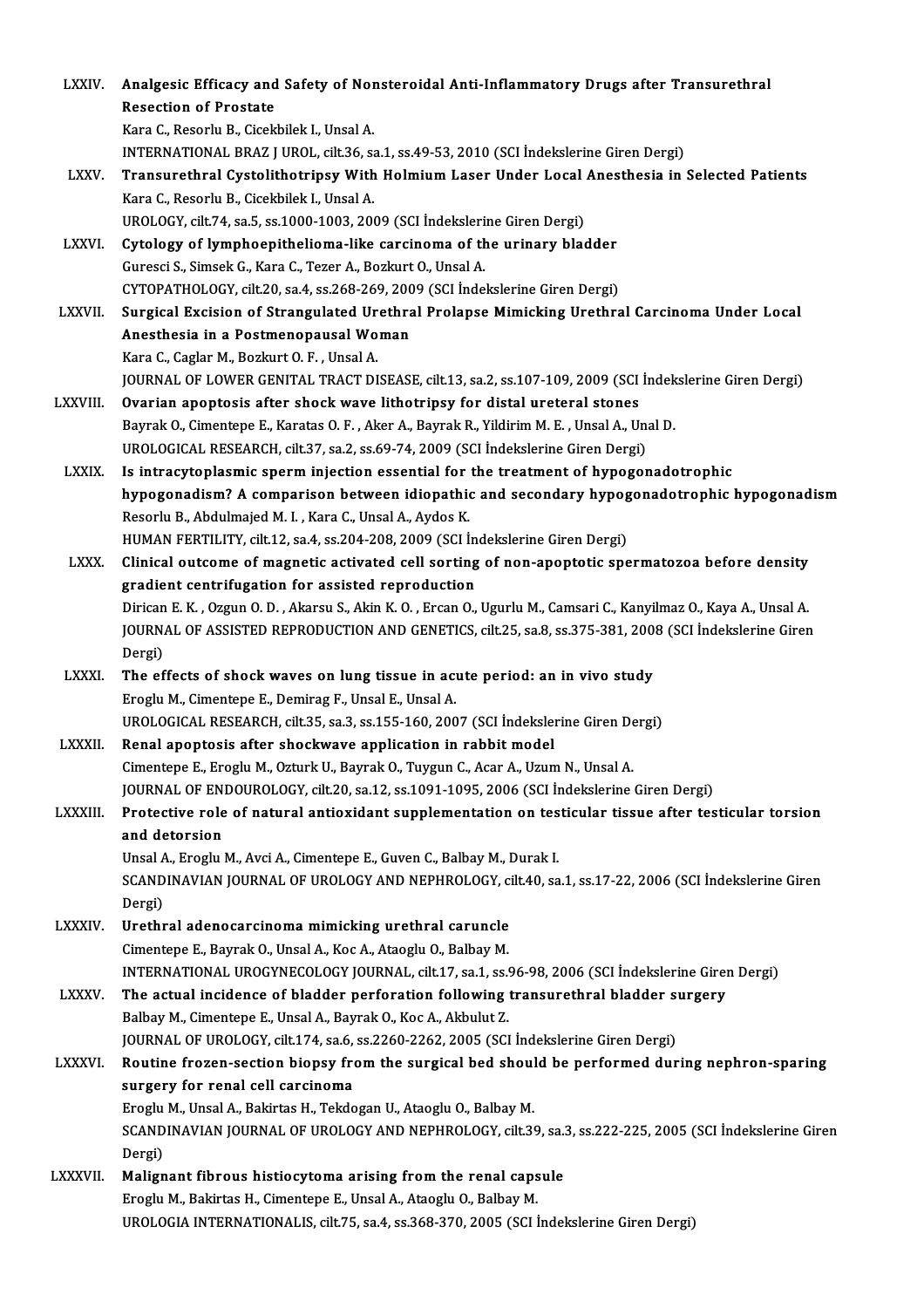LXXIV. **Analgesic Efficacy and Safety of Nonsteroidal Anti-Inflammatory Drugs after Transurethral Resection of Prostate**
Kara C., Resorlu B., Cicekbilek I., Unsal A.
INTERNATIONAL BRAZ J UROL, cilt.36, sa.1, ss.49-53, 2010 (SCI İndekslerine Giren Dergi)

LXXV. **Transurethral Cystolithotripsy With Holmium Laser Under Local Anesthesia in Selected Patients**
Kara C., Resorlu B., Cicekbilek I., Unsal A.
UROLOGY, cilt.74, sa.5, ss.1000-1003, 2009 (SCI İndekslerine Giren Dergi)

LXXVI. **Cytology of lymphoepithelioma-like carcinoma of the urinary bladder**
Guresci S., Simsek G., Kara C., Tezer A., Bozkurt O., Unsal A.
CYTOPATHOLOGY, cilt.20, sa.4, ss.268-269, 2009 (SCI İndekslerine Giren Dergi)

LXXVII. **Surgical Excision of Strangulated Urethral Prolapse Mimicking Urethral Carcinoma Under Local Anesthesia in a Postmenopausal Woman**
Kara C., Caglar M., Bozkurt O. F. , Unsal A.
JOURNAL OF LOWER GENITAL TRACT DISEASE, cilt.13, sa.2, ss.107-109, 2009 (SCI İndekslerine Giren Dergi)

LXXVIII. **Ovarian apoptosis after shock wave lithotripsy for distal ureteral stones**
Bayrak O., Cimentepe E., Karatas O. F. , Aker A., Bayrak R., Yildirim M. E. , Unsal A., Unal D.
UROLOGICAL RESEARCH, cilt.37, sa.2, ss.69-74, 2009 (SCI İndekslerine Giren Dergi)

LXXIX. **Is intracytoplasmic sperm injection essential for the treatment of hypogonadotrophic hypogonadism? A comparison between idiopathic and secondary hypogonadotrophic hypogonadism**
Resorlu B., Abdulmajed M. I. , Kara C., Unsal A., Aydos K.
HUMAN FERTILITY, cilt.12, sa.4, ss.204-208, 2009 (SCI İndekslerine Giren Dergi)

LXXX. **Clinical outcome of magnetic activated cell sorting of non-apoptotic spermatozoa before density gradient centrifugation for assisted reproduction**
Dirican E. K. , Ozgun O. D. , Akarsu S., Akin K. O. , Ercan O., Ugurlu M., Camsari C., Kanyilmaz O., Kaya A., Unsal A.
JOURNAL OF ASSISTED REPRODUCTION AND GENETICS, cilt.25, sa.8, ss.375-381, 2008 (SCI İndekslerine Giren Dergi)

LXXXI. **The effects of shock waves on lung tissue in acute period: an in vivo study**
Eroglu M., Cimentepe E., Demirag F., Unsal E., Unsal A.
UROLOGICAL RESEARCH, cilt.35, sa.3, ss.155-160, 2007 (SCI İndekslerine Giren Dergi)

LXXXII. **Renal apoptosis after shockwave application in rabbit model**
Cimentepe E., Eroglu M., Ozturk U., Bayrak O., Tuygun C., Acar A., Uzum N., Unsal A.
JOURNAL OF ENDOUROLOGY, cilt.20, sa.12, ss.1091-1095, 2006 (SCI İndekslerine Giren Dergi)

LXXXIII. **Protective role of natural antioxidant supplementation on testicular tissue after testicular torsion and detorsion**
Unsal A., Eroglu M., Avci A., Cimentepe E., Guven C., Balbay M., Durak I.
SCANDINAVIAN JOURNAL OF UROLOGY AND NEPHROLOGY, cilt.40, sa.1, ss.17-22, 2006 (SCI İndekslerine Giren Dergi)

LXXXIV. **Urethral adenocarcinoma mimicking urethral caruncle**
Cimentepe E., Bayrak O., Unsal A., Koc A., Ataoglu O., Balbay M.
INTERNATIONAL UROGYNECOLOGY JOURNAL, cilt.17, sa.1, ss.96-98, 2006 (SCI İndekslerine Giren Dergi)

LXXXV. **The actual incidence of bladder perforation following transurethral bladder surgery**
Balbay M., Cimentepe E., Unsal A., Bayrak O., Koc A., Akbulut Z.
JOURNAL OF UROLOGY, cilt.174, sa.6, ss.2260-2262, 2005 (SCI İndekslerine Giren Dergi)

LXXXVI. **Routine frozen-section biopsy from the surgical bed should be performed during nephron-sparing surgery for renal cell carcinoma**
Eroglu M., Unsal A., Bakirtas H., Tekdogan U., Ataoglu O., Balbay M.
SCANDINAVIAN JOURNAL OF UROLOGY AND NEPHROLOGY, cilt.39, sa.3, ss.222-225, 2005 (SCI İndekslerine Giren Dergi)

LXXXVII. **Malignant fibrous histiocytoma arising from the renal capsule**
Eroglu M., Bakirtas H., Cimentepe E., Unsal A., Ataoglu O., Balbay M.
UROLOGIA INTERNATIONALIS, cilt.75, sa.4, ss.368-370, 2005 (SCI İndekslerine Giren Dergi)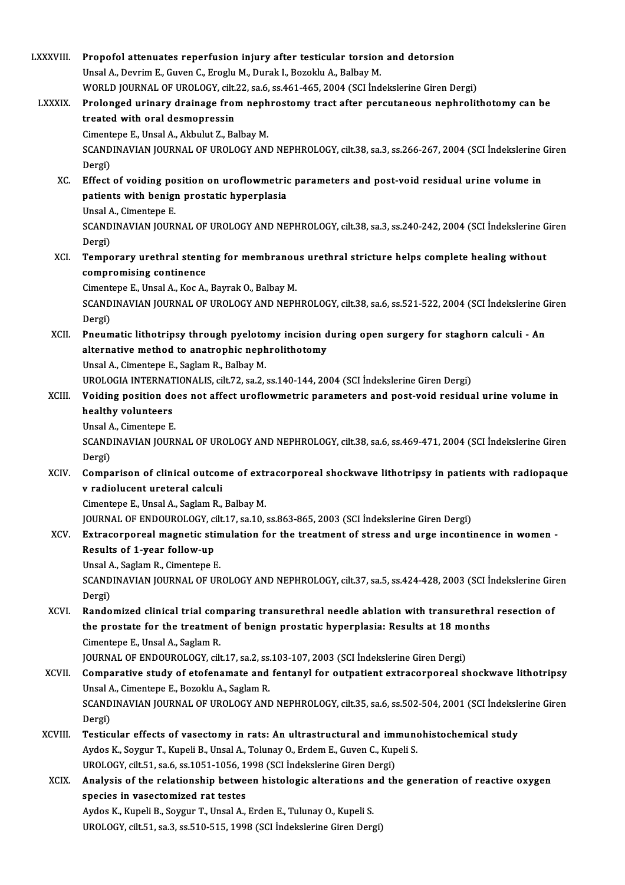LXXXVIII. **Propofol attenuates reperfusion injury after testicular torsion and detorsion**
Unsal A., Devrim E., Guven C., Eroglu M., Durak I., Bozoklu A., Balbay M.
WORLD JOURNAL OF UROLOGY, cilt.22, sa.6, ss.461-465, 2004 (SCI İndekslerine Giren Dergi)

LXXXIX. **Prolonged urinary drainage from nephrostomy tract after percutaneous nephrolithotomy can be treated with oral desmopressin**
Cimentepe E., Unsal A., Akbulut Z., Balbay M.
SCANDINAVIAN JOURNAL OF UROLOGY AND NEPHROLOGY, cilt.38, sa.3, ss.266-267, 2004 (SCI İndekslerine Giren Dergi)

XC. **Effect of voiding position on uroflowmetric parameters and post-void residual urine volume in patients with benign prostatic hyperplasia**
Unsal A., Cimentepe E.
SCANDINAVIAN JOURNAL OF UROLOGY AND NEPHROLOGY, cilt.38, sa.3, ss.240-242, 2004 (SCI İndekslerine Giren Dergi)

XCI. **Temporary urethral stenting for membranous urethral stricture helps complete healing without compromising continence**
Cimentepe E., Unsal A., Koc A., Bayrak O., Balbay M.
SCANDINAVIAN JOURNAL OF UROLOGY AND NEPHROLOGY, cilt.38, sa.6, ss.521-522, 2004 (SCI İndekslerine Giren Dergi)

XCII. **Pneumatic lithotripsy through pyelotomy incision during open surgery for staghorn calculi - An alternative method to anatrophic nephrolithotomy**
Unsal A., Cimentepe E., Saglam R., Balbay M.
UROLOGIA INTERNATIONALIS, cilt.72, sa.2, ss.140-144, 2004 (SCI İndekslerine Giren Dergi)

XCIII. **Voiding position does not affect uroflowmetric parameters and post-void residual urine volume in healthy volunteers**
Unsal A., Cimentepe E.
SCANDINAVIAN JOURNAL OF UROLOGY AND NEPHROLOGY, cilt.38, sa.6, ss.469-471, 2004 (SCI İndekslerine Giren Dergi)

XCIV. **Comparison of clinical outcome of extracorporeal shockwave lithotripsy in patients with radiopaque v radiolucent ureteral calculi**
Cimentepe E., Unsal A., Saglam R., Balbay M.
JOURNAL OF ENDOUROLOGY, cilt.17, sa.10, ss.863-865, 2003 (SCI İndekslerine Giren Dergi)

XCV. **Extracorporeal magnetic stimulation for the treatment of stress and urge incontinence in women - Results of 1-year follow-up**
Unsal A., Saglam R., Cimentepe E.
SCANDINAVIAN JOURNAL OF UROLOGY AND NEPHROLOGY, cilt.37, sa.5, ss.424-428, 2003 (SCI İndekslerine Giren Dergi)

XCVI. **Randomized clinical trial comparing transurethral needle ablation with transurethral resection of the prostate for the treatment of benign prostatic hyperplasia: Results at 18 months**
Cimentepe E., Unsal A., Saglam R.
JOURNAL OF ENDOUROLOGY, cilt.17, sa.2, ss.103-107, 2003 (SCI İndekslerine Giren Dergi)

XCVII. **Comparative study of etofenamate and fentanyl for outpatient extracorporeal shockwave lithotripsy**
Unsal A., Cimentepe E., Bozoklu A., Saglam R.
SCANDINAVIAN JOURNAL OF UROLOGY AND NEPHROLOGY, cilt.35, sa.6, ss.502-504, 2001 (SCI İndekslerine Giren Dergi)

XCVIII. **Testicular effects of vasectomy in rats: An ultrastructural and immunohistochemical study**
Aydos K., Soygur T., Kupeli B., Unsal A., Tolunay O., Erdem E., Guven C., Kupeli S.
UROLOGY, cilt.51, sa.6, ss.1051-1056, 1998 (SCI İndekslerine Giren Dergi)

XCIX. **Analysis of the relationship between histologic alterations and the generation of reactive oxygen species in vasectomized rat testes**
Aydos K., Kupeli B., Soygur T., Unsal A., Erden E., Tulunay O., Kupeli S.
UROLOGY, cilt.51, sa.3, ss.510-515, 1998 (SCI İndekslerine Giren Dergi)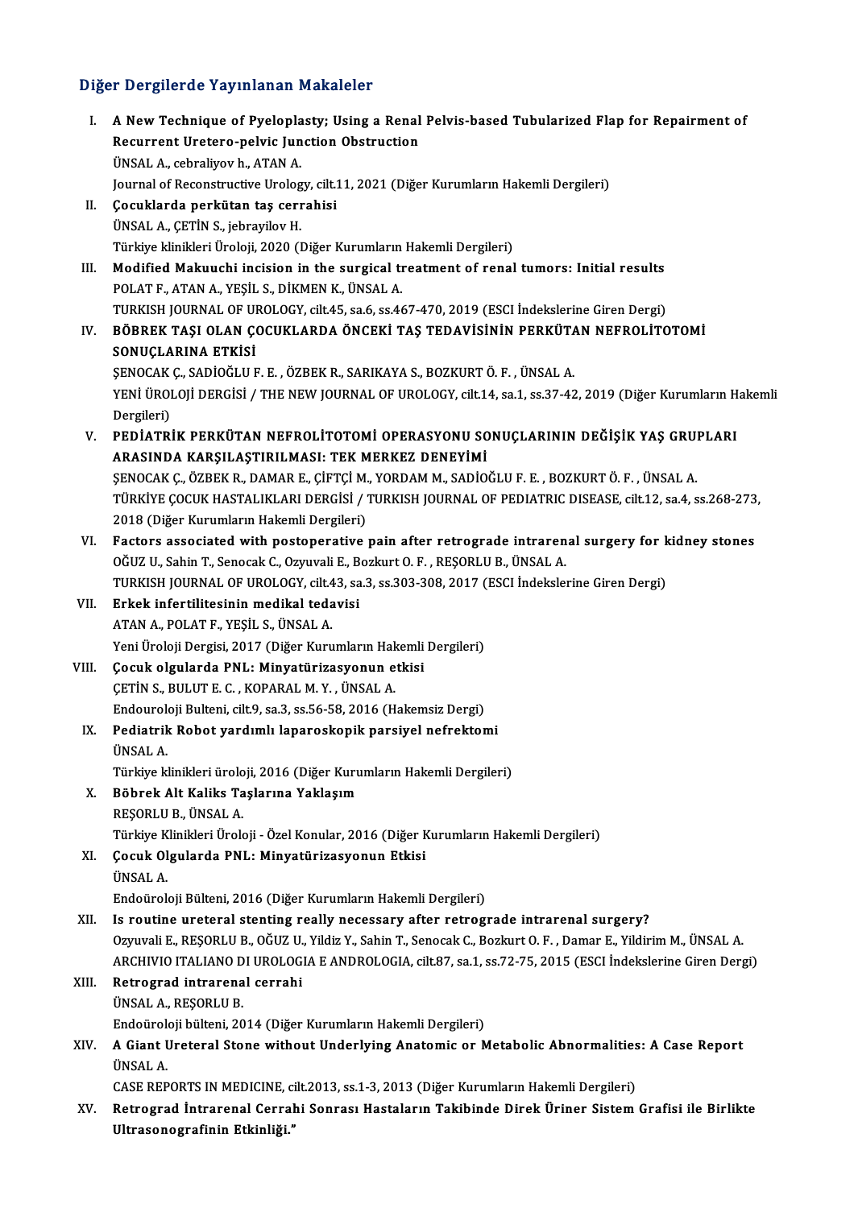## Diğer Dergilerde Yayınlanan Makaleler

I. **A New Technique of Pyeloplasty; Using a Renal Pelvis-based Tubularized Flap for Repairment of Recurrent Uretero-pelvic Junction Obstruction**
ÜNSAL A., cebraliyov h., ATAN A.
Journal of Reconstructive Urology, cilt.11, 2021 (Diğer Kurumların Hakemli Dergileri)

II. **Çocuklarda perkütan taş cerrahisi**
ÜNSAL A., ÇETİN S., jebrayilov H.
Türkiye klinikleri Üroloji, 2020 (Diğer Kurumların Hakemli Dergileri)

III. **Modified Makuuchi incision in the surgical treatment of renal tumors: Initial results**
POLAT F., ATAN A., YEŞİL S., DİKMEN K., ÜNSAL A.
TURKISH JOURNAL OF UROLOGY, cilt.45, sa.6, ss.467-470, 2019 (ESCI İndekslerine Giren Dergi)

IV. **BÖBREK TAŞI OLAN ÇOCUKLARDA ÖNCEKİ TAŞ TEDAVİSİNİN PERKÜTAN NEFROLİTOTOMİ SONUÇLARINA ETKİSİ**
ŞENOCAK Ç., SADİOĞLU F. E. , ÖZBEK R., SARIKAYA S., BOZKURT Ö. F. , ÜNSAL A.
YENİ ÜROLOJİ DERGİSİ / THE NEW JOURNAL OF UROLOGY, cilt.14, sa.1, ss.37-42, 2019 (Diğer Kurumların Hakemli Dergileri)

V. **PEDİATRİK PERKÜTAN NEFROLİTOTOMİ OPERASYONU SONUÇLARININ DEĞİŞİK YAŞ GRUPLARI ARASINDA KARŞILAŞTIRILMASI: TEK MERKEZ DENEYİMİ**
ŞENOCAK Ç., ÖZBEK R., DAMAR E., ÇİFTÇİ M., YORDAM M., SADİOĞLU F. E. , BOZKURT Ö. F. , ÜNSAL A.
TÜRKİYE ÇOCUK HASTALIKLARI DERGİSİ / TURKISH JOURNAL OF PEDIATRIC DISEASE, cilt.12, sa.4, ss.268-273, 2018 (Diğer Kurumların Hakemli Dergileri)

VI. **Factors associated with postoperative pain after retrograde intrarenal surgery for kidney stones**
OĞUZ U., Sahin T., Senocak C., Ozyuvali E., Bozkurt O. F. , REŞORLU B., ÜNSAL A.
TURKISH JOURNAL OF UROLOGY, cilt.43, sa.3, ss.303-308, 2017 (ESCI İndekslerine Giren Dergi)

VII. **Erkek infertilitesinin medikal tedavisi**
ATAN A., POLAT F., YEŞİL S., ÜNSAL A.
Yeni Üroloji Dergisi, 2017 (Diğer Kurumların Hakemli Dergileri)

VIII. **Çocuk olgularda PNL: Minyatürizasyonun etkisi**
ÇETİN S., BULUT E. C. , KOPARAL M. Y. , ÜNSAL A.
Endouroloji Bulteni, cilt.9, sa.3, ss.56-58, 2016 (Hakemsiz Dergi)

IX. **Pediatrik Robot yardımlı laparoskopik parsiyel nefrektomi**
ÜNSAL A.
Türkiye klinikleri üroloji, 2016 (Diğer Kurumların Hakemli Dergileri)

X. **Böbrek Alt Kaliks Taşlarına Yaklaşım**
REŞORLU B., ÜNSAL A.
Türkiye Klinikleri Üroloji - Özel Konular, 2016 (Diğer Kurumların Hakemli Dergileri)

XI. **Çocuk Olgularda PNL: Minyatürizasyonun Etkisi**
ÜNSAL A.
Endoüroloji Bülteni, 2016 (Diğer Kurumların Hakemli Dergileri)

XII. **Is routine ureteral stenting really necessary after retrograde intrarenal surgery?**
Ozyuvali E., REŞORLU B., OĞUZ U., Yildiz Y., Sahin T., Senocak C., Bozkurt O. F. , Damar E., Yildirim M., ÜNSAL A.
ARCHIVIO ITALIANO DI UROLOGIA E ANDROLOGIA, cilt.87, sa.1, ss.72-75, 2015 (ESCI İndekslerine Giren Dergi)

XIII. **Retrograd intrarenal cerrahi**
ÜNSAL A., REŞORLU B.
Endoüroloji bülteni, 2014 (Diğer Kurumların Hakemli Dergileri)

XIV. **A Giant Ureteral Stone without Underlying Anatomic or Metabolic Abnormalities: A Case Report**
ÜNSAL A.
CASE REPORTS IN MEDICINE, cilt.2013, ss.1-3, 2013 (Diğer Kurumların Hakemli Dergileri)

XV. **Retrograd İntrarenal Cerrahi Sonrası Hastaların Takibinde Direk Üriner Sistem Grafisi ile Birlikte Ultrasonografinin Etkinliği."**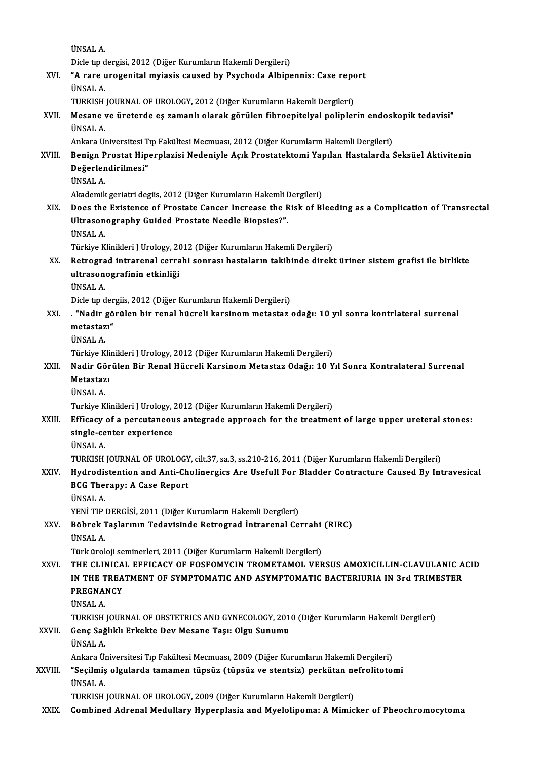ÜNSAL A.
Dicle tıp dergisi, 2012 (Diğer Kurumların Hakemli Dergileri)

XVI. **"A rare urogenital myiasis caused by Psychoda Albipennis: Case report**
ÜNSAL A.
TURKISH JOURNAL OF UROLOGY, 2012 (Diğer Kurumların Hakemli Dergileri)

XVII. **Mesane ve üreterde eş zamanlı olarak görülen fibroepitelyal poliplerin endoskopik tedavisi"**
ÜNSAL A.
Ankara Universitesi Tıp Fakültesi Mecmuası, 2012 (Diğer Kurumların Hakemli Dergileri)

XVIII. **Benign Prostat Hiperplazisi Nedeniyle Açık Prostatektomi Yapılan Hastalarda Seksüel Aktivitenin Değerlendirilmesi"**
ÜNSAL A.
Akademik geriatri degiis, 2012 (Diğer Kurumların Hakemli Dergileri)

XIX. **Does the Existence of Prostate Cancer Increase the Risk of Bleeding as a Complication of Transrectal Ultrasonography Guided Prostate Needle Biopsies?".**
ÜNSAL A.
Türkiye Klinikleri J Urology, 2012 (Diğer Kurumların Hakemli Dergileri)

XX. **Retrograd intrarenal cerrahi sonrası hastaların takibinde direkt üriner sistem grafisi ile birlikte ultrasonografinin etkinliği**
ÜNSAL A.
Dicle tıp dergiis, 2012 (Diğer Kurumların Hakemli Dergileri)

XXI. **. "Nadir görülen bir renal hücreli karsinom metastaz odağı: 10 yıl sonra kontrlateral surrenal metastazı"**
ÜNSAL A.
Türkiye Klinikleri J Urology, 2012 (Diğer Kurumların Hakemli Dergileri)

XXII. **Nadir Görülen Bir Renal Hücreli Karsinom Metastaz Odağı: 10 Yıl Sonra Kontralateral Surrenal Metastazı**
ÜNSAL A.
Turkiye Klinikleri J Urology, 2012 (Diğer Kurumların Hakemli Dergileri)

XXIII. **Efficacy of a percutaneous antegrade approach for the treatment of large upper ureteral stones: single-center experience**
ÜNSAL A.
TURKISH JOURNAL OF UROLOGY, cilt.37, sa.3, ss.210-216, 2011 (Diğer Kurumların Hakemli Dergileri)

XXIV. **Hydrodistention and Anti-Cholinergics Are Usefull For Bladder Contracture Caused By Intravesical BCG Therapy: A Case Report**
ÜNSAL A.
YENİ TIP DERGİSİ, 2011 (Diğer Kurumların Hakemli Dergileri)

XXV. **Böbrek Taşlarının Tedavisinde Retrograd İntrarenal Cerrahi (RIRC)**
ÜNSAL A.
Türk üroloji seminerleri, 2011 (Diğer Kurumların Hakemli Dergileri)

XXVI. **THE CLINICAL EFFICACY OF FOSFOMYCIN TROMETAMOL VERSUS AMOXICILLIN-CLAVULANIC ACID IN THE TREATMENT OF SYMPTOMATIC AND ASYMPTOMATIC BACTERIURIA IN 3rd TRIMESTER PREGNANCY**
ÜNSAL A.
TURKISH JOURNAL OF OBSTETRICS AND GYNECOLOGY, 2010 (Diğer Kurumların Hakemli Dergileri)

XXVII. **Genç Sağlıklı Erkekte Dev Mesane Taşı: Olgu Sunumu**
ÜNSAL A.
Ankara Üniversitesi Tıp Fakültesi Mecmuası, 2009 (Diğer Kurumların Hakemli Dergileri)

XXVIII. **"Seçilmiş olgularda tamamen tüpsüz (tüpsüz ve stentsiz) perkütan nefrolitotomi**
ÜNSAL A.
TURKISH JOURNAL OF UROLOGY, 2009 (Diğer Kurumların Hakemli Dergileri)

XXIX. **Combined Adrenal Medullary Hyperplasia and Myelolipoma: A Mimicker of Pheochromocytoma**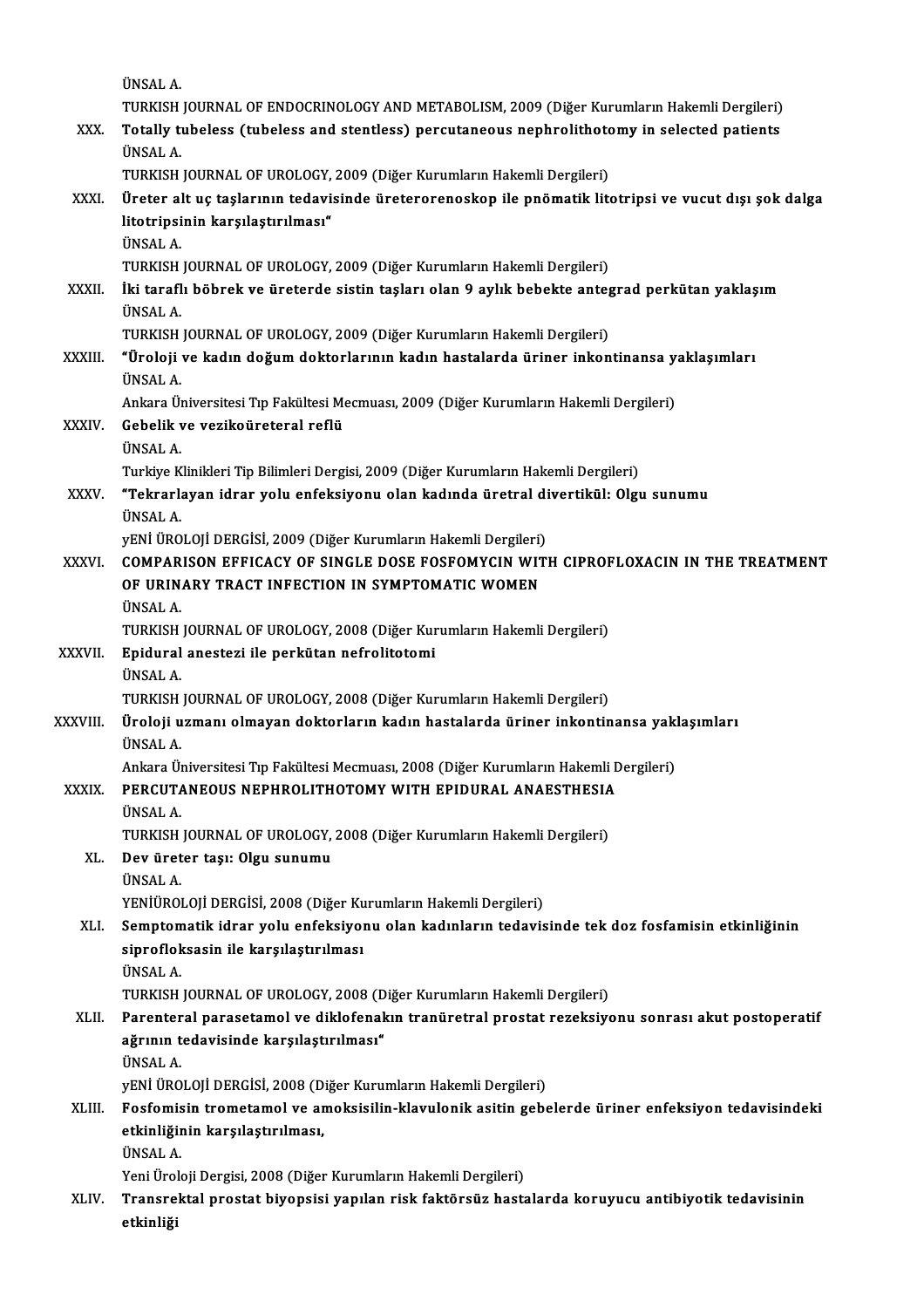ÜNSAL A.
TURKISH JOURNAL OF ENDOCRINOLOGY AND METABOLISM, 2009 (Diğer Kurumların Hakemli Dergileri)

XXX. **Totally tubeless (tubeless and stentless) percutaneous nephrolithotomy in selected patients**
ÜNSAL A.
TURKISH JOURNAL OF UROLOGY, 2009 (Diğer Kurumların Hakemli Dergileri)

XXXI. **Üreter alt uç taşlarının tedavisinde üreterorenoskop ile pnömatik litotripsi ve vucut dışı şok dalga litotripsinin karşılaştırılması"**
ÜNSAL A.
TURKISH JOURNAL OF UROLOGY, 2009 (Diğer Kurumların Hakemli Dergileri)

XXXII. **İki taraflı böbrek ve üreterde sistin taşları olan 9 aylık bebekte antegrad perkütan yaklaşım**
ÜNSAL A.
TURKISH JOURNAL OF UROLOGY, 2009 (Diğer Kurumların Hakemli Dergileri)

XXXIII. **"Üroloji ve kadın doğum doktorlarının kadın hastalarda üriner inkontinansa yaklaşımları**
ÜNSAL A.
Ankara Üniversitesi Tıp Fakültesi Mecmuası, 2009 (Diğer Kurumların Hakemli Dergileri)

XXXIV. **Gebelik ve vezikoüreteral reflü**
ÜNSAL A.
Turkiye Klinikleri Tip Bilimleri Dergisi, 2009 (Diğer Kurumların Hakemli Dergileri)

XXXV. **"Tekrarlayan idrar yolu enfeksiyonu olan kadında üretral divertikül: Olgu sunumu**
ÜNSAL A.
yENİ ÜROLOJİ DERGİSİ, 2009 (Diğer Kurumların Hakemli Dergileri)

XXXVI. **COMPARISON EFFICACY OF SINGLE DOSE FOSFOMYCIN WITH CIPROFLOXACIN IN THE TREATMENT OF URINARY TRACT INFECTION IN SYMPTOMATIC WOMEN**
ÜNSAL A.
TURKISH JOURNAL OF UROLOGY, 2008 (Diğer Kurumların Hakemli Dergileri)

XXXVII. **Epidural anestezi ile perkütan nefrolitotomi**
ÜNSAL A.
TURKISH JOURNAL OF UROLOGY, 2008 (Diğer Kurumların Hakemli Dergileri)

XXXVIII. **Üroloji uzmanı olmayan doktorların kadın hastalarda üriner inkontinansa yaklaşımları**
ÜNSAL A.
Ankara Üniversitesi Tıp Fakültesi Mecmuası, 2008 (Diğer Kurumların Hakemli Dergileri)

XXXIX. **PERCUTANEOUS NEPHROLITHOTOMY WITH EPIDURAL ANAESTHESIA**
ÜNSAL A.
TURKISH JOURNAL OF UROLOGY, 2008 (Diğer Kurumların Hakemli Dergileri)

XL. **Dev üreter taşı: Olgu sunumu**
ÜNSAL A.
YENİÜROLOJİ DERGİSİ, 2008 (Diğer Kurumların Hakemli Dergileri)

XLI. **Semptomatik idrar yolu enfeksiyonu olan kadınların tedavisinde tek doz fosfamisin etkinliğinin siprofloksasin ile karşılaştırılması**
ÜNSAL A.
TURKISH JOURNAL OF UROLOGY, 2008 (Diğer Kurumların Hakemli Dergileri)

XLII. **Parenteral parasetamol ve diklofenakın tranüretral prostat rezeksiyonu sonrası akut postoperatif ağrının tedavisinde karşılaştırılması"**
ÜNSAL A.
yENİ ÜROLOJİ DERGİSİ, 2008 (Diğer Kurumların Hakemli Dergileri)

XLIII. **Fosfomisin trometamol ve amoksisilin-klavulonik asitin gebelerde üriner enfeksiyon tedavisindeki etkinliğinin karşılaştırılması,**
ÜNSAL A.
Yeni Üroloji Dergisi, 2008 (Diğer Kurumların Hakemli Dergileri)

XLIV. **Transrektal prostat biyopsisi yapılan risk faktörsüz hastalarda koruyucu antibiyotik tedavisinin etkinliği**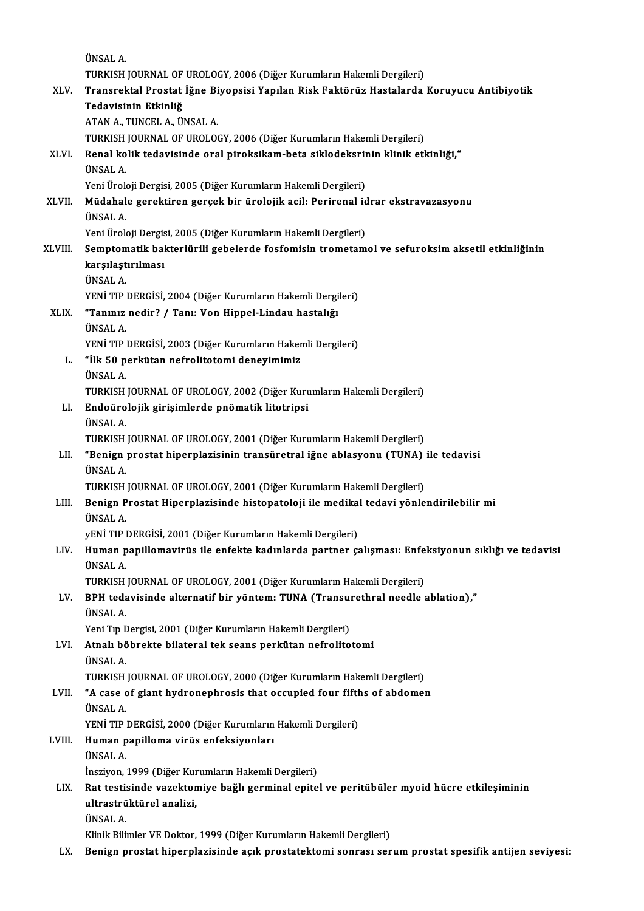ÜNSAL A.

TURKISH JOURNAL OF UROLOGY, 2006 (Diğer Kurumların Hakemli Dergileri)

XLV. **Transrektal Prostat İğne Biyopsisi Yapılan Risk Faktörüz Hastalarda Koruyucu Antibiyotik Tedavisinin Etkinliğ**
ATAN A., TUNCEL A., ÜNSAL A.
TURKISH JOURNAL OF UROLOGY, 2006 (Diğer Kurumların Hakemli Dergileri)

XLVI. **Renal kolik tedavisinde oral piroksikam-beta siklodeksrinin klinik etkinliği,"**
ÜNSAL A.
Yeni Üroloji Dergisi, 2005 (Diğer Kurumların Hakemli Dergileri)

XLVII. **Müdahale gerektiren gerçek bir ürolojik acil: Perirenal idrar ekstravazasyonu**
ÜNSAL A.
Yeni Üroloji Dergisi, 2005 (Diğer Kurumların Hakemli Dergileri)

XLVIII. **Semptomatik bakteriürili gebelerde fosfomisin trometamol ve sefuroksim aksetil etkinliğinin karşılaştırılması**
ÜNSAL A.
YENİ TIP DERGİSİ, 2004 (Diğer Kurumların Hakemli Dergileri)

XLIX. **"Tanınız nedir? / Tanı: Von Hippel-Lindau hastalığı**
ÜNSAL A.
YENİ TIP DERGİSİ, 2003 (Diğer Kurumların Hakemli Dergileri)

L. **"İlk 50 perkütan nefrolitotomi deneyimimiz**
ÜNSAL A.
TURKISH JOURNAL OF UROLOGY, 2002 (Diğer Kurumların Hakemli Dergileri)

LI. **Endoürolojik girişimlerde pnömatik litotripsi**
ÜNSAL A.
TURKISH JOURNAL OF UROLOGY, 2001 (Diğer Kurumların Hakemli Dergileri)

LII. **"Benign prostat hiperplazisinin transüretral iğne ablasyonu (TUNA) ile tedavisi**
ÜNSAL A.
TURKISH JOURNAL OF UROLOGY, 2001 (Diğer Kurumların Hakemli Dergileri)

LIII. **Benign Prostat Hiperplazisinde histopatoloji ile medikal tedavi yönlendirilebilir mi**
ÜNSAL A.
yENİ TIP DERGİSİ, 2001 (Diğer Kurumların Hakemli Dergileri)

LIV. **Human papillomavirüs ile enfekte kadınlarda partner çalışması: Enfeksiyonun sıklığı ve tedavisi**
ÜNSAL A.
TURKISH JOURNAL OF UROLOGY, 2001 (Diğer Kurumların Hakemli Dergileri)

LV. **BPH tedavisinde alternatif bir yöntem: TUNA (Transurethral needle ablation),"**
ÜNSAL A.
Yeni Tıp Dergisi, 2001 (Diğer Kurumların Hakemli Dergileri)

LVI. **Atnalı böbrekte bilateral tek seans perkütan nefrolitotomi**
ÜNSAL A.
TURKISH JOURNAL OF UROLOGY, 2000 (Diğer Kurumların Hakemli Dergileri)

LVII. **"A case of giant hydronephrosis that occupied four fifths of abdomen**
ÜNSAL A.
YENİ TIP DERGİSİ, 2000 (Diğer Kurumların Hakemli Dergileri)

LVIII. **Human papilloma virüs enfeksiyonları**
ÜNSAL A.
İnsziyon, 1999 (Diğer Kurumların Hakemli Dergileri)

LIX. **Rat testisinde vazektomiye bağlı germinal epitel ve peritübüler myoid hücre etkileşiminin ultrastrüktürel analizi,**
ÜNSAL A.
Klinik Bilimler VE Doktor, 1999 (Diğer Kurumların Hakemli Dergileri)

LX. **Benign prostat hiperplazisinde açık prostatektomi sonrası serum prostat spesifik antijen seviyesi:**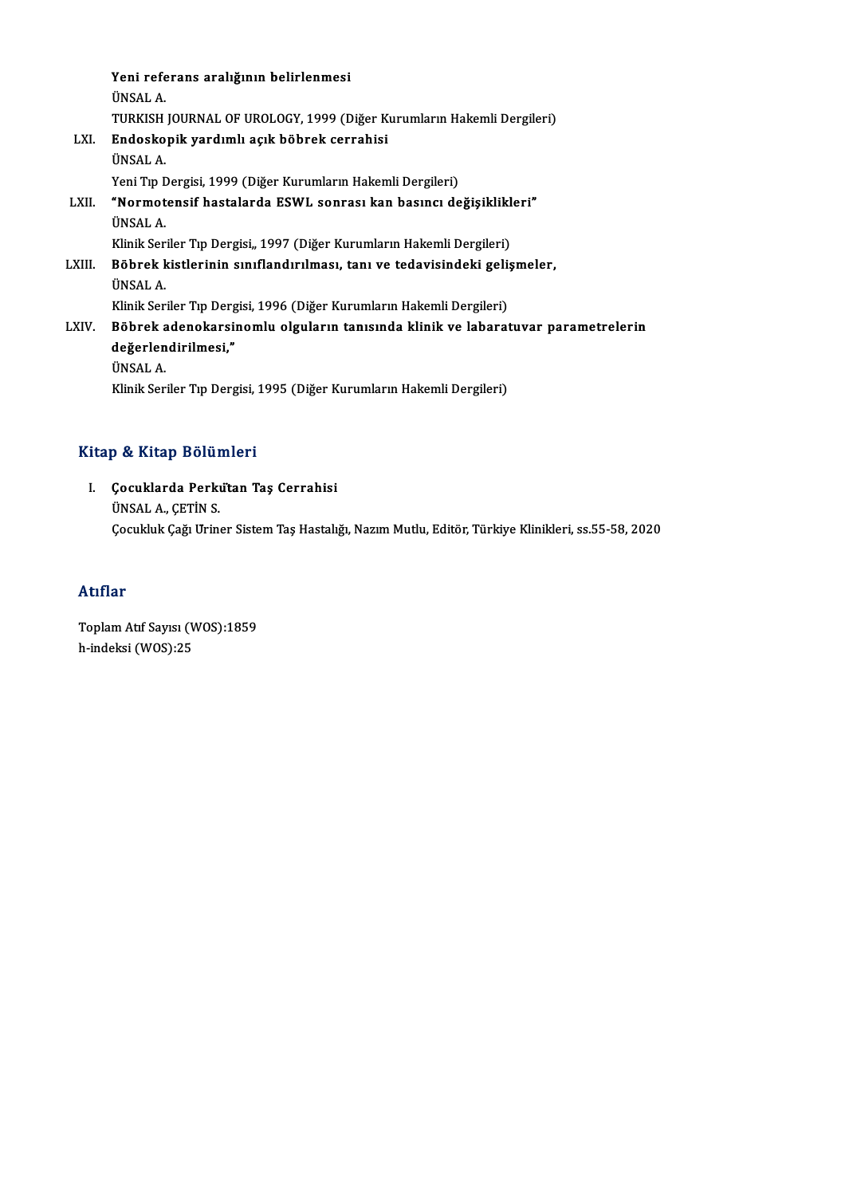**Yeni referans aralığının belirlenmesi**
ÜNSAL A.
TURKISH JOURNAL OF UROLOGY, 1999 (Diğer Kurumların Hakemli Dergileri)

LXI. **Endoskopik yardımlı açık böbrek cerrahisi**
ÜNSAL A.
Yeni Tıp Dergisi, 1999 (Diğer Kurumların Hakemli Dergileri)

LXII. **"Normotensif hastalarda ESWL sonrası kan basıncı değişiklikleri"**
ÜNSAL A.
Klinik Seriler Tıp Dergisi,, 1997 (Diğer Kurumların Hakemli Dergileri)

LXIII. **Böbrek kistlerinin sınıflandırılması, tanı ve tedavisindeki gelişmeler,**
ÜNSAL A.
Klinik Seriler Tıp Dergisi, 1996 (Diğer Kurumların Hakemli Dergileri)

LXIV. **Böbrek adenokarsinomlu olguların tanısında klinik ve labaratuvar parametrelerin değerlendirilmesi,"**
ÜNSAL A.
Klinik Seriler Tıp Dergisi, 1995 (Diğer Kurumların Hakemli Dergileri)

## Kitap & Kitap Bölümleri

I. **Çocuklarda Perkütan Taş Cerrahisi**
ÜNSAL A., ÇETİN S.
Çocukluk Çağı Üriner Sistem Taş Hastalığı, Nazım Mutlu, Editör, Türkiye Klinikleri, ss.55-58, 2020

## Atıflar

Toplam Atıf Sayısı (WOS):1859
h-indeksi (WOS):25